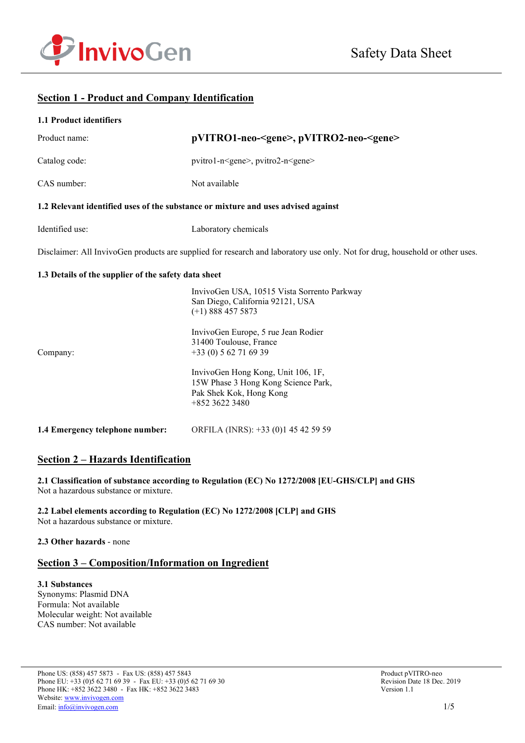## Section 1 - Product and Company Identification

### 1.1 Product identifiers

| | |
|---|---|
| Product name: | **pVITRO1-neo-<gene>, pVITRO2-neo-<gene>** |
| Catalog code: | pvitro1-n<gene>, pvitro2-n<gene> |
| CAS number: | Not available |

### 1.2 Relevant identified uses of the substance or mixture and uses advised against

| | |
|---|---|
| Identified use: | Laboratory chemicals |

Disclaimer: All InvivoGen products are supplied for research and laboratory use only. Not for drug, household or other uses.

### 1.3 Details of the supplier of the safety data sheet

Company:

InvivoGen USA, 10515 Vista Sorrento Parkway
San Diego, California 92121, USA
(+1) 888 457 5873

InvivoGen Europe, 5 rue Jean Rodier
31400 Toulouse, France
+33 (0) 5 62 71 69 39

InvivoGen Hong Kong, Unit 106, 1F,
15W Phase 3 Hong Kong Science Park,
Pak Shek Kok, Hong Kong
+852 3622 3480

**1.4 Emergency telephone number:** ORFILA (INRS): +33 (0)1 45 42 59 59

## Section 2 – Hazards Identification

**2.1 Classification of substance according to Regulation (EC) No 1272/2008 [EU-GHS/CLP] and GHS**
Not a hazardous substance or mixture.

**2.2 Label elements according to Regulation (EC) No 1272/2008 [CLP] and GHS**
Not a hazardous substance or mixture.

**2.3 Other hazards** - none

## Section 3 – Composition/Information on Ingredient

**3.1 Substances**
Synonyms: Plasmid DNA
Formula: Not available
Molecular weight: Not available
CAS number: Not available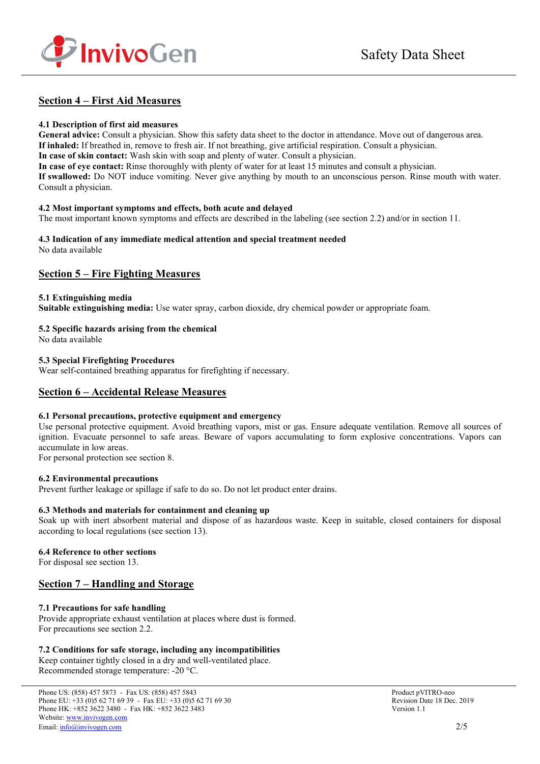## Section 4 – First Aid Measures

### 4.1 Description of first aid measures

**General advice:** Consult a physician. Show this safety data sheet to the doctor in attendance. Move out of dangerous area.
**If inhaled:** If breathed in, remove to fresh air. If not breathing, give artificial respiration. Consult a physician.
**In case of skin contact:** Wash skin with soap and plenty of water. Consult a physician.
**In case of eye contact:** Rinse thoroughly with plenty of water for at least 15 minutes and consult a physician.
**If swallowed:** Do NOT induce vomiting. Never give anything by mouth to an unconscious person. Rinse mouth with water. Consult a physician.

### 4.2 Most important symptoms and effects, both acute and delayed

The most important known symptoms and effects are described in the labeling (see section 2.2) and/or in section 11.

### 4.3 Indication of any immediate medical attention and special treatment needed

No data available

## Section 5 – Fire Fighting Measures

### 5.1 Extinguishing media

**Suitable extinguishing media:** Use water spray, carbon dioxide, dry chemical powder or appropriate foam.

### 5.2 Specific hazards arising from the chemical

No data available

### 5.3 Special Firefighting Procedures

Wear self-contained breathing apparatus for firefighting if necessary.

## Section 6 – Accidental Release Measures

### 6.1 Personal precautions, protective equipment and emergency

Use personal protective equipment. Avoid breathing vapors, mist or gas. Ensure adequate ventilation. Remove all sources of ignition. Evacuate personnel to safe areas. Beware of vapors accumulating to form explosive concentrations. Vapors can accumulate in low areas.
For personal protection see section 8.

### 6.2 Environmental precautions

Prevent further leakage or spillage if safe to do so. Do not let product enter drains.

### 6.3 Methods and materials for containment and cleaning up

Soak up with inert absorbent material and dispose of as hazardous waste. Keep in suitable, closed containers for disposal according to local regulations (see section 13).

### 6.4 Reference to other sections

For disposal see section 13.

## Section 7 – Handling and Storage

### 7.1 Precautions for safe handling

Provide appropriate exhaust ventilation at places where dust is formed.
For precautions see section 2.2.

### 7.2 Conditions for safe storage, including any incompatibilities

Keep container tightly closed in a dry and well-ventilated place.
Recommended storage temperature: -20 °C.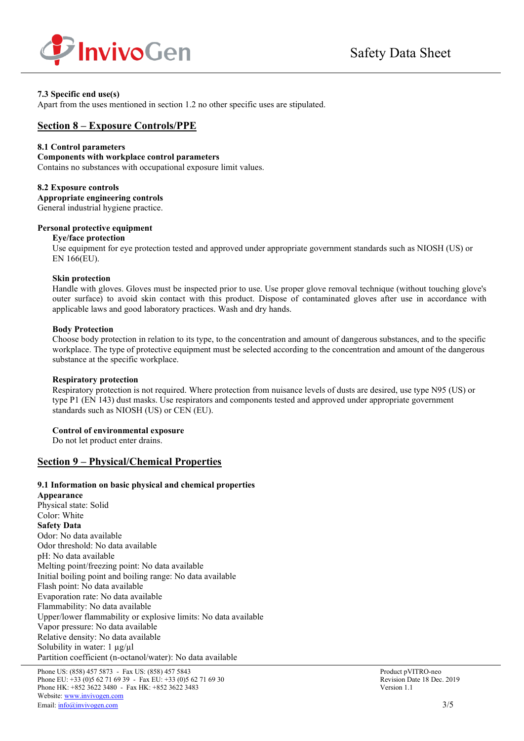### 7.3 Specific end use(s)

Apart from the uses mentioned in section 1.2 no other specific uses are stipulated.

## Section 8 – Exposure Controls/PPE

### 8.1 Control parameters

**Components with workplace control parameters**

Contains no substances with occupational exposure limit values.

### 8.2 Exposure controls

**Appropriate engineering controls**

General industrial hygiene practice.

**Personal protective equipment**

**Eye/face protection**

Use equipment for eye protection tested and approved under appropriate government standards such as NIOSH (US) or EN 166(EU).

**Skin protection**

Handle with gloves. Gloves must be inspected prior to use. Use proper glove removal technique (without touching glove's outer surface) to avoid skin contact with this product. Dispose of contaminated gloves after use in accordance with applicable laws and good laboratory practices. Wash and dry hands.

**Body Protection**

Choose body protection in relation to its type, to the concentration and amount of dangerous substances, and to the specific workplace. The type of protective equipment must be selected according to the concentration and amount of the dangerous substance at the specific workplace.

**Respiratory protection**

Respiratory protection is not required. Where protection from nuisance levels of dusts are desired, use type N95 (US) or type P1 (EN 143) dust masks. Use respirators and components tested and approved under appropriate government standards such as NIOSH (US) or CEN (EU).

**Control of environmental exposure**

Do not let product enter drains.

## Section 9 – Physical/Chemical Properties

### 9.1 Information on basic physical and chemical properties

**Appearance**

Physical state: Solid
Color: White

**Safety Data**

Odor: No data available
Odor threshold: No data available
pH: No data available
Melting point/freezing point: No data available
Initial boiling point and boiling range: No data available
Flash point: No data available
Evaporation rate: No data available
Flammability: No data available
Upper/lower flammability or explosive limits: No data available
Vapor pressure: No data available
Relative density: No data available
Solubility in water: 1 µg/µl
Partition coefficient (n-octanol/water): No data available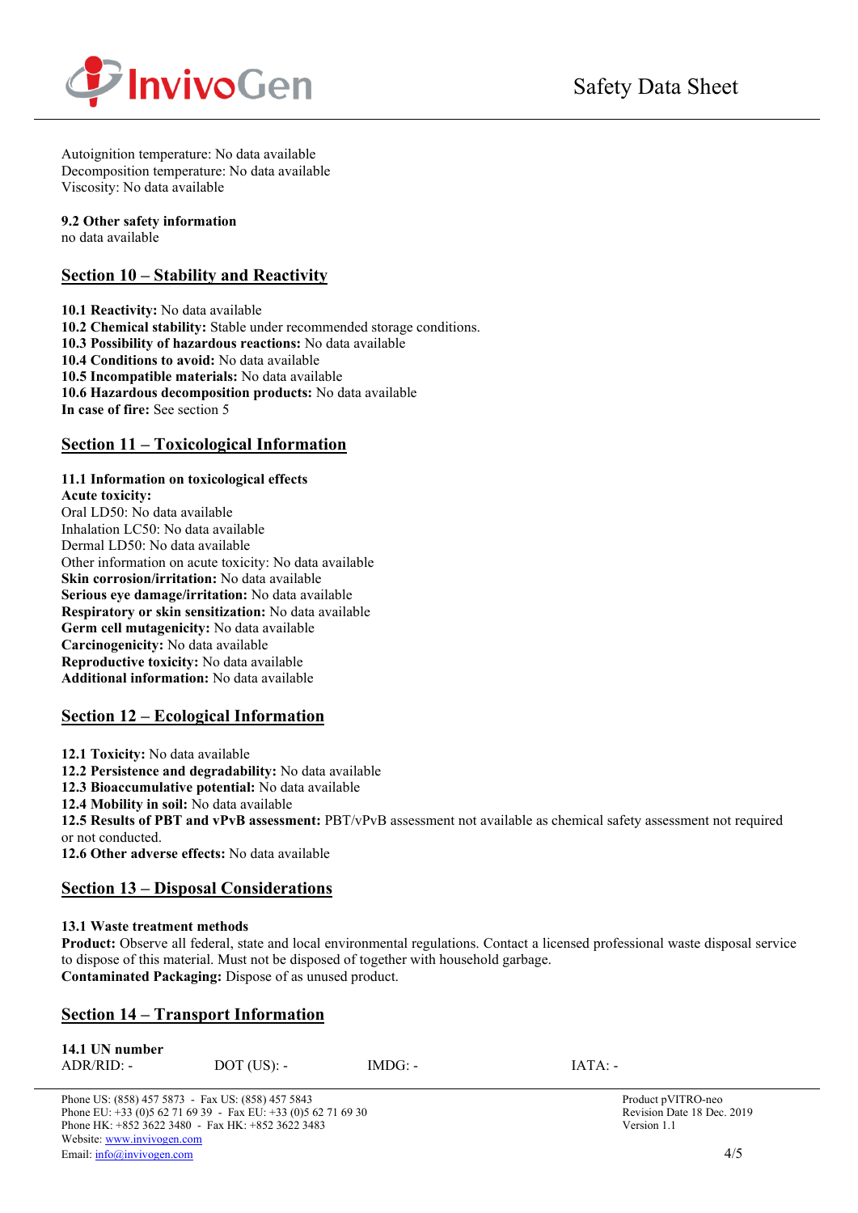Autoignition temperature: No data available
Decomposition temperature: No data available
Viscosity: No data available

**9.2 Other safety information**
no data available

## Section 10 – Stability and Reactivity

**10.1 Reactivity:** No data available
**10.2 Chemical stability:** Stable under recommended storage conditions.
**10.3 Possibility of hazardous reactions:** No data available
**10.4 Conditions to avoid:** No data available
**10.5 Incompatible materials:** No data available
**10.6 Hazardous decomposition products:** No data available
**In case of fire:** See section 5

## Section 11 – Toxicological Information

**11.1 Information on toxicological effects**
**Acute toxicity:**
Oral LD50: No data available
Inhalation LC50: No data available
Dermal LD50: No data available
Other information on acute toxicity: No data available
**Skin corrosion/irritation:** No data available
**Serious eye damage/irritation:** No data available
**Respiratory or skin sensitization:** No data available
**Germ cell mutagenicity:** No data available
**Carcinogenicity:** No data available
**Reproductive toxicity:** No data available
**Additional information:** No data available

## Section 12 – Ecological Information

**12.1 Toxicity:** No data available
**12.2 Persistence and degradability:** No data available
**12.3 Bioaccumulative potential:** No data available
**12.4 Mobility in soil:** No data available
**12.5 Results of PBT and vPvB assessment:** PBT/vPvB assessment not available as chemical safety assessment not required or not conducted.
**12.6 Other adverse effects:** No data available

## Section 13 – Disposal Considerations

**13.1 Waste treatment methods**
**Product:** Observe all federal, state and local environmental regulations. Contact a licensed professional waste disposal service to dispose of this material. Must not be disposed of together with household garbage.
**Contaminated Packaging:** Dispose of as unused product.

## Section 14 – Transport Information

**14.1 UN number**

| ADR/RID: - | DOT (US): - | IMDG: - | IATA: - |
|---|---|---|---|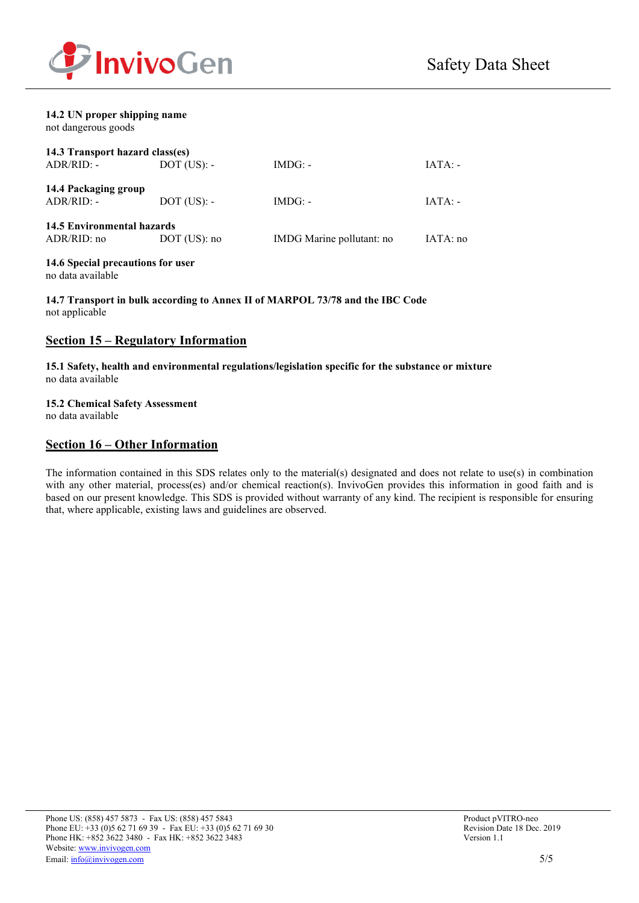**14.2 UN proper shipping name**
not dangerous goods

**14.3 Transport hazard class(es)**

| | | | |
|---|---|---|---|
| ADR/RID: - | DOT (US): - | IMDG: - | IATA: - |

**14.4 Packaging group**

| | | | |
|---|---|---|---|
| ADR/RID: - | DOT (US): - | IMDG: - | IATA: - |

**14.5 Environmental hazards**

| | | | |
|---|---|---|---|
| ADR/RID: no | DOT (US): no | IMDG Marine pollutant: no | IATA: no |

**14.6 Special precautions for user**
no data available

**14.7 Transport in bulk according to Annex II of MARPOL 73/78 and the IBC Code**
not applicable

## Section 15 – Regulatory Information

**15.1 Safety, health and environmental regulations/legislation specific for the substance or mixture**
no data available

**15.2 Chemical Safety Assessment**
no data available

## Section 16 – Other Information

The information contained in this SDS relates only to the material(s) designated and does not relate to use(s) in combination with any other material, process(es) and/or chemical reaction(s). InvivoGen provides this information in good faith and is based on our present knowledge. This SDS is provided without warranty of any kind. The recipient is responsible for ensuring that, where applicable, existing laws and guidelines are observed.